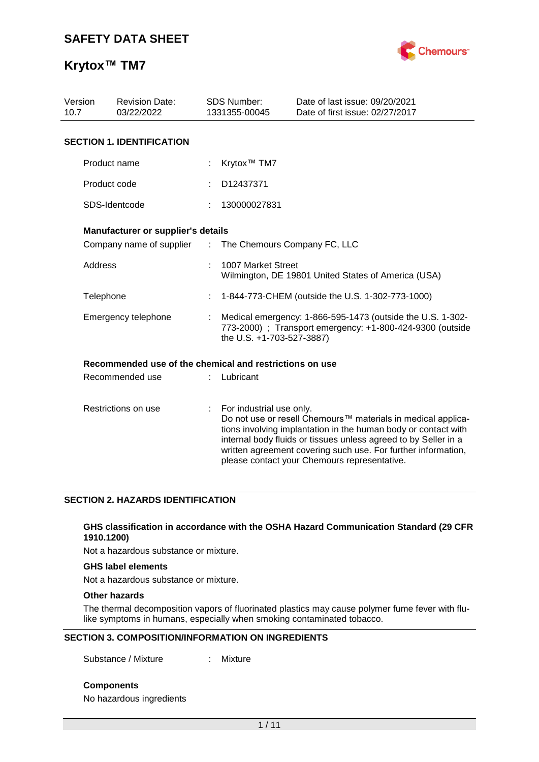# SAFETY DATA SHEET

# Krytox™ TM7

| Version | Revision Date: | SDS Number: | Date of last issue: 09/20/2021 |
| --- | --- | --- | --- |
| 10.7 | 03/22/2022 | 1331355-00045 | Date of first issue: 02/27/2017 |

## SECTION 1. IDENTIFICATION

Product name : Krytox™ TM7

Product code : D12437371

SDS-Identcode : 130000027831

### Manufacturer or supplier's details

Company name of supplier : The Chemours Company FC, LLC

Address : 1007 Market Street
Wilmington, DE 19801 United States of America (USA)

Telephone : 1-844-773-CHEM (outside the U.S. 1-302-773-1000)

Emergency telephone : Medical emergency: 1-866-595-1473 (outside the U.S. 1-302-773-2000) ; Transport emergency: +1-800-424-9300 (outside the U.S. +1-703-527-3887)

### Recommended use of the chemical and restrictions on use

Recommended use : Lubricant

Restrictions on use : For industrial use only.
Do not use or resell Chemours™ materials in medical applications involving implantation in the human body or contact with internal body fluids or tissues unless agreed to by Seller in a written agreement covering such use. For further information, please contact your Chemours representative.

## SECTION 2. HAZARDS IDENTIFICATION

### GHS classification in accordance with the OSHA Hazard Communication Standard (29 CFR 1910.1200)

Not a hazardous substance or mixture.

### GHS label elements

Not a hazardous substance or mixture.

### Other hazards

The thermal decomposition vapors of fluorinated plastics may cause polymer fume fever with flu-like symptoms in humans, especially when smoking contaminated tobacco.

## SECTION 3. COMPOSITION/INFORMATION ON INGREDIENTS

Substance / Mixture : Mixture

### Components

No hazardous ingredients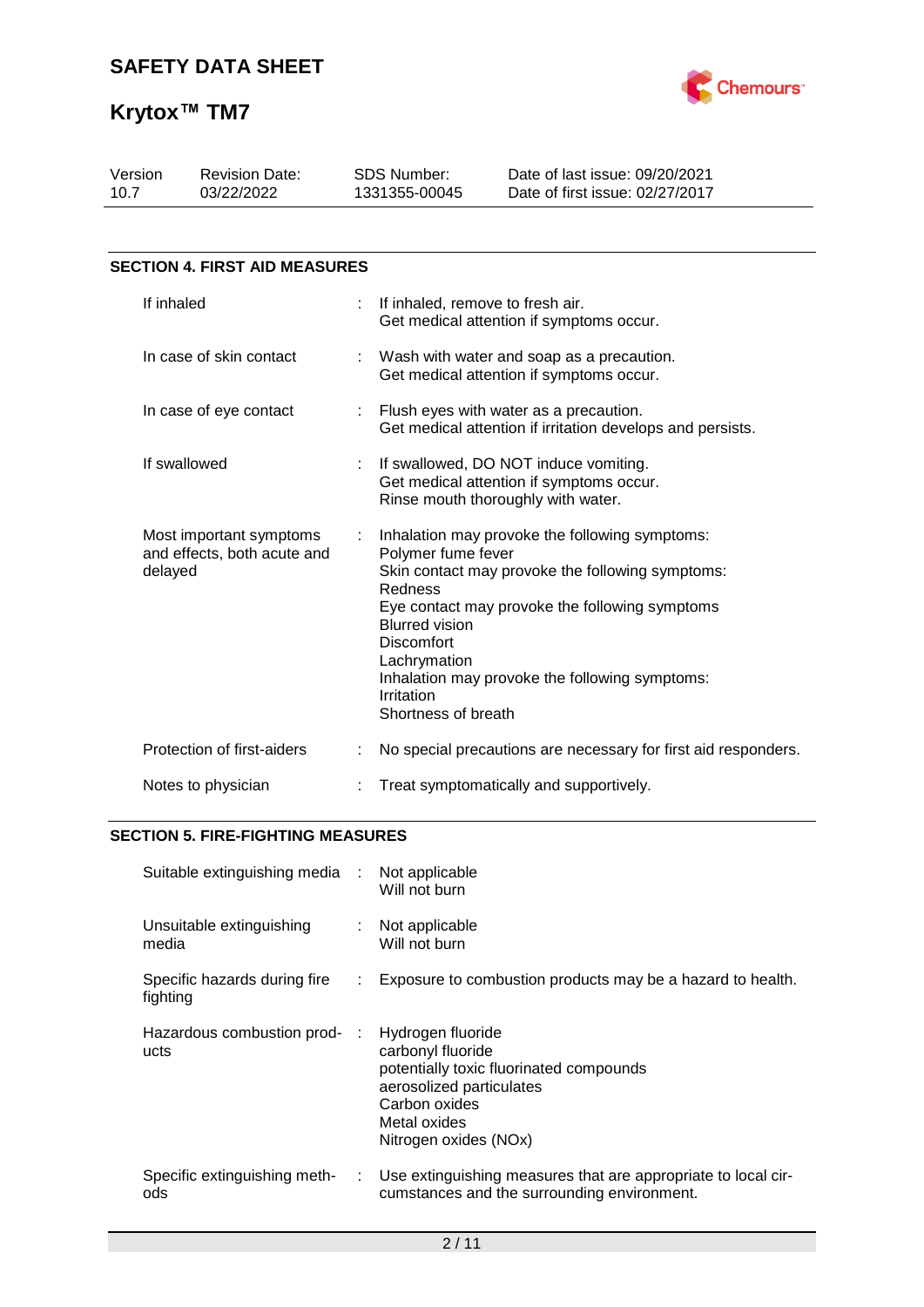## SECTION 4. FIRST AID MEASURES

| | |
|---|---|
| If inhaled | If inhaled, remove to fresh air.<br>Get medical attention if symptoms occur. |
| In case of skin contact | Wash with water and soap as a precaution.<br>Get medical attention if symptoms occur. |
| In case of eye contact | Flush eyes with water as a precaution.<br>Get medical attention if irritation develops and persists. |
| If swallowed | If swallowed, DO NOT induce vomiting.<br>Get medical attention if symptoms occur.<br>Rinse mouth thoroughly with water. |
| Most important symptoms and effects, both acute and delayed | Inhalation may provoke the following symptoms:<br>Polymer fume fever<br>Skin contact may provoke the following symptoms:<br>Redness<br>Eye contact may provoke the following symptoms<br>Blurred vision<br>Discomfort<br>Lachrymation<br>Inhalation may provoke the following symptoms:<br>Irritation<br>Shortness of breath |
| Protection of first-aiders | No special precautions are necessary for first aid responders. |
| Notes to physician | Treat symptomatically and supportively. |

## SECTION 5. FIRE-FIGHTING MEASURES

| | |
|---|---|
| Suitable extinguishing media | Not applicable<br>Will not burn |
| Unsuitable extinguishing media | Not applicable<br>Will not burn |
| Specific hazards during fire fighting | Exposure to combustion products may be a hazard to health. |
| Hazardous combustion products | Hydrogen fluoride<br>carbonyl fluoride<br>potentially toxic fluorinated compounds<br>aerosolized particulates<br>Carbon oxides<br>Metal oxides<br>Nitrogen oxides (NOx) |
| Specific extinguishing methods | Use extinguishing measures that are appropriate to local circumstances and the surrounding environment. |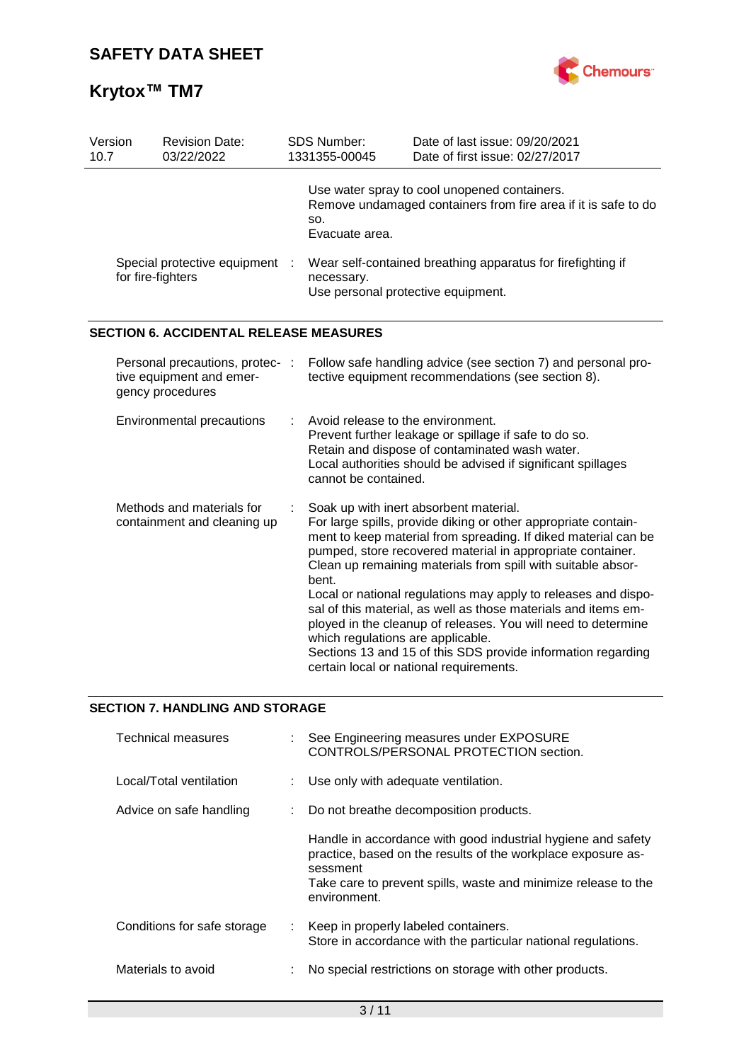| | | | |
|---|---|---|---|
| Version 10.7 | Revision Date: 03/22/2022 | SDS Number: 1331355-00045 | Date of last issue: 09/20/2021<br>Date of first issue: 02/27/2017 |

| | |
|---|---|
| | Use water spray to cool unopened containers.<br>Remove undamaged containers from fire area if it is safe to do so.<br>Evacuate area. |
| Special protective equipment for fire-fighters | Wear self-contained breathing apparatus for firefighting if necessary.<br>Use personal protective equipment. |

## SECTION 6. ACCIDENTAL RELEASE MEASURES

| | |
|---|---|
| Personal precautions, protective equipment and emergency procedures | Follow safe handling advice (see section 7) and personal protective equipment recommendations (see section 8). |
| Environmental precautions | Avoid release to the environment.<br>Prevent further leakage or spillage if safe to do so.<br>Retain and dispose of contaminated wash water.<br>Local authorities should be advised if significant spillages cannot be contained. |
| Methods and materials for containment and cleaning up | Soak up with inert absorbent material.<br>For large spills, provide diking or other appropriate containment to keep material from spreading. If diked material can be pumped, store recovered material in appropriate container.<br>Clean up remaining materials from spill with suitable absorbent.<br>Local or national regulations may apply to releases and disposal of this material, as well as those materials and items employed in the cleanup of releases. You will need to determine which regulations are applicable.<br>Sections 13 and 15 of this SDS provide information regarding certain local or national requirements. |

## SECTION 7. HANDLING AND STORAGE

| | |
|---|---|
| Technical measures | See Engineering measures under EXPOSURE CONTROLS/PERSONAL PROTECTION section. |
| Local/Total ventilation | Use only with adequate ventilation. |
| Advice on safe handling | Do not breathe decomposition products.<br><br>Handle in accordance with good industrial hygiene and safety practice, based on the results of the workplace exposure assessment<br>Take care to prevent spills, waste and minimize release to the environment. |
| Conditions for safe storage | Keep in properly labeled containers.<br>Store in accordance with the particular national regulations. |
| Materials to avoid | No special restrictions on storage with other products. |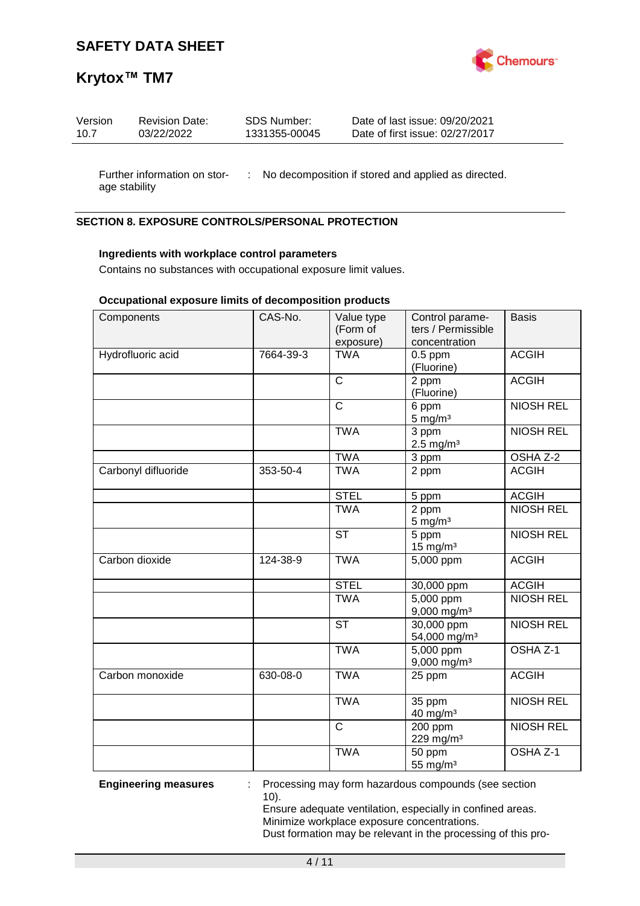Further information on storage stability : No decomposition if stored and applied as directed.

## SECTION 8. EXPOSURE CONTROLS/PERSONAL PROTECTION

**Ingredients with workplace control parameters**

Contains no substances with occupational exposure limit values.

**Occupational exposure limits of decomposition products**

| Components | CAS-No. | Value type (Form of exposure) | Control parameters / Permissible concentration | Basis |
|---|---|---|---|---|
| Hydrofluoric acid | 7664-39-3 | TWA | 0.5 ppm (Fluorine) | ACGIH |
| | | C | 2 ppm (Fluorine) | ACGIH |
| | | C | 6 ppm 5 mg/m³ | NIOSH REL |
| | | TWA | 3 ppm 2.5 mg/m³ | NIOSH REL |
| | | TWA | 3 ppm | OSHA Z-2 |
| Carbonyl difluoride | 353-50-4 | TWA | 2 ppm | ACGIH |
| | | STEL | 5 ppm | ACGIH |
| | | TWA | 2 ppm 5 mg/m³ | NIOSH REL |
| | | ST | 5 ppm 15 mg/m³ | NIOSH REL |
| Carbon dioxide | 124-38-9 | TWA | 5,000 ppm | ACGIH |
| | | STEL | 30,000 ppm | ACGIH |
| | | TWA | 5,000 ppm 9,000 mg/m³ | NIOSH REL |
| | | ST | 30,000 ppm 54,000 mg/m³ | NIOSH REL |
| | | TWA | 5,000 ppm 9,000 mg/m³ | OSHA Z-1 |
| Carbon monoxide | 630-08-0 | TWA | 25 ppm | ACGIH |
| | | TWA | 35 ppm 40 mg/m³ | NIOSH REL |
| | | C | 200 ppm 229 mg/m³ | NIOSH REL |
| | | TWA | 50 ppm 55 mg/m³ | OSHA Z-1 |

**Engineering measures** : Processing may form hazardous compounds (see section 10).
Ensure adequate ventilation, especially in confined areas.
Minimize workplace exposure concentrations.
Dust formation may be relevant in the processing of this pro-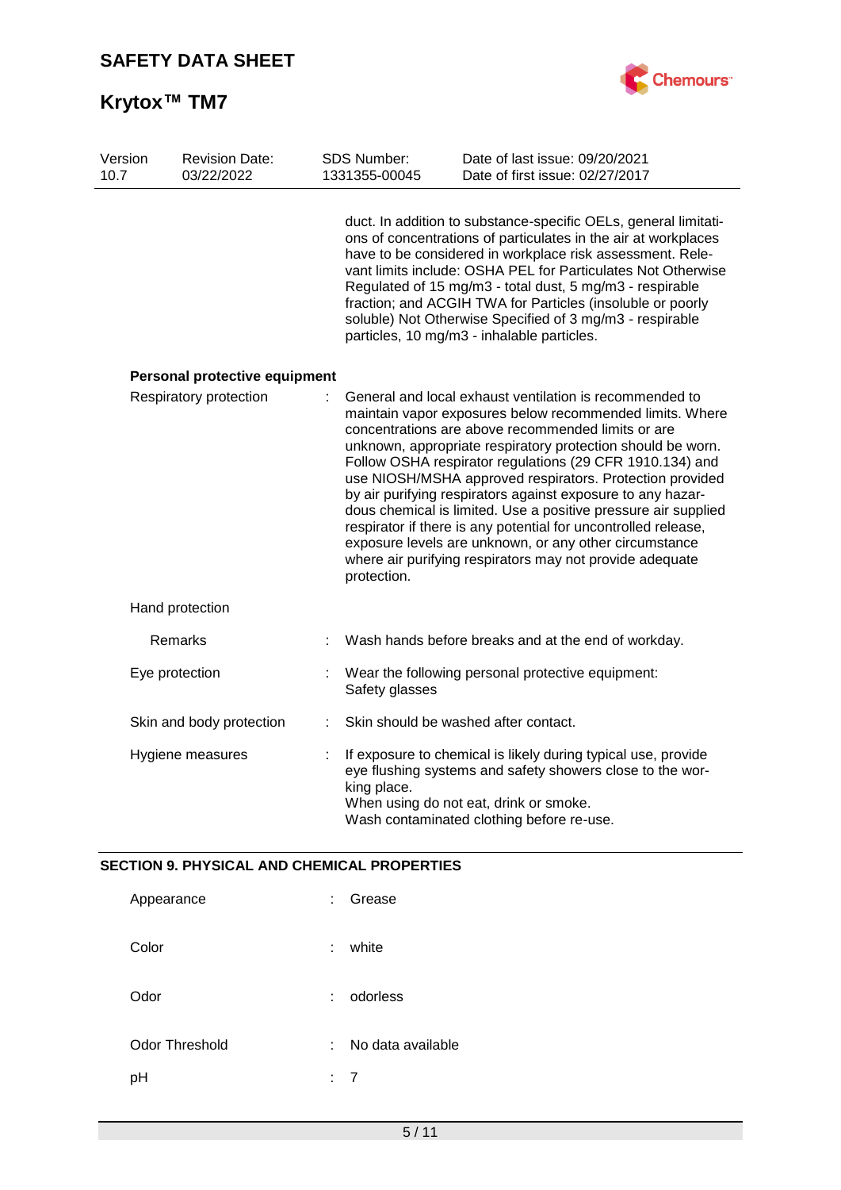duct. In addition to substance-specific OELs, general limitations of concentrations of particulates in the air at workplaces have to be considered in workplace risk assessment. Relevant limits include: OSHA PEL for Particulates Not Otherwise Regulated of 15 mg/m3 - total dust, 5 mg/m3 - respirable fraction; and ACGIH TWA for Particles (insoluble or poorly soluble) Not Otherwise Specified of 3 mg/m3 - respirable particles, 10 mg/m3 - inhalable particles.

**Personal protective equipment**

Respiratory protection : General and local exhaust ventilation is recommended to maintain vapor exposures below recommended limits. Where concentrations are above recommended limits or are unknown, appropriate respiratory protection should be worn. Follow OSHA respirator regulations (29 CFR 1910.134) and use NIOSH/MSHA approved respirators. Protection provided by air purifying respirators against exposure to any hazardous chemical is limited. Use a positive pressure air supplied respirator if there is any potential for uncontrolled release, exposure levels are unknown, or any other circumstance where air purifying respirators may not provide adequate protection.

Hand protection

Remarks : Wash hands before breaks and at the end of workday.

Eye protection : Wear the following personal protective equipment: Safety glasses

Skin and body protection : Skin should be washed after contact.

Hygiene measures : If exposure to chemical is likely during typical use, provide eye flushing systems and safety showers close to the working place.
When using do not eat, drink or smoke.
Wash contaminated clothing before re-use.

## SECTION 9. PHYSICAL AND CHEMICAL PROPERTIES

| | | |
|---|---|---|
| Appearance | : | Grease |
| Color | : | white |
| Odor | : | odorless |
| Odor Threshold | : | No data available |
| pH | : | 7 |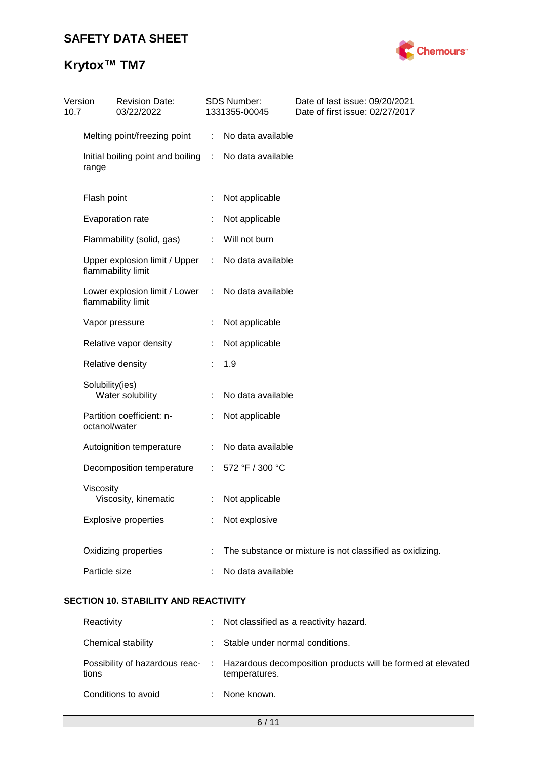| | | |
|---|---|---|
| Melting point/freezing point | : | No data available |
| Initial boiling point and boiling range | : | No data available |
| Flash point | : | Not applicable |
| Evaporation rate | : | Not applicable |
| Flammability (solid, gas) | : | Will not burn |
| Upper explosion limit / Upper flammability limit | : | No data available |
| Lower explosion limit / Lower flammability limit | : | No data available |
| Vapor pressure | : | Not applicable |
| Relative vapor density | : | Not applicable |
| Relative density | : | 1.9 |
| Solubility(ies) | | |
| Water solubility | : | No data available |
| Partition coefficient: n-octanol/water | : | Not applicable |
| Autoignition temperature | : | No data available |
| Decomposition temperature | : | 572 °F / 300 °C |
| Viscosity | | |
| Viscosity, kinematic | : | Not applicable |
| Explosive properties | : | Not explosive |
| Oxidizing properties | : | The substance or mixture is not classified as oxidizing. |
| Particle size | : | No data available |

## SECTION 10. STABILITY AND REACTIVITY

| | | |
|---|---|---|
| Reactivity | : | Not classified as a reactivity hazard. |
| Chemical stability | : | Stable under normal conditions. |
| Possibility of hazardous reactions | : | Hazardous decomposition products will be formed at elevated temperatures. |
| Conditions to avoid | : | None known. |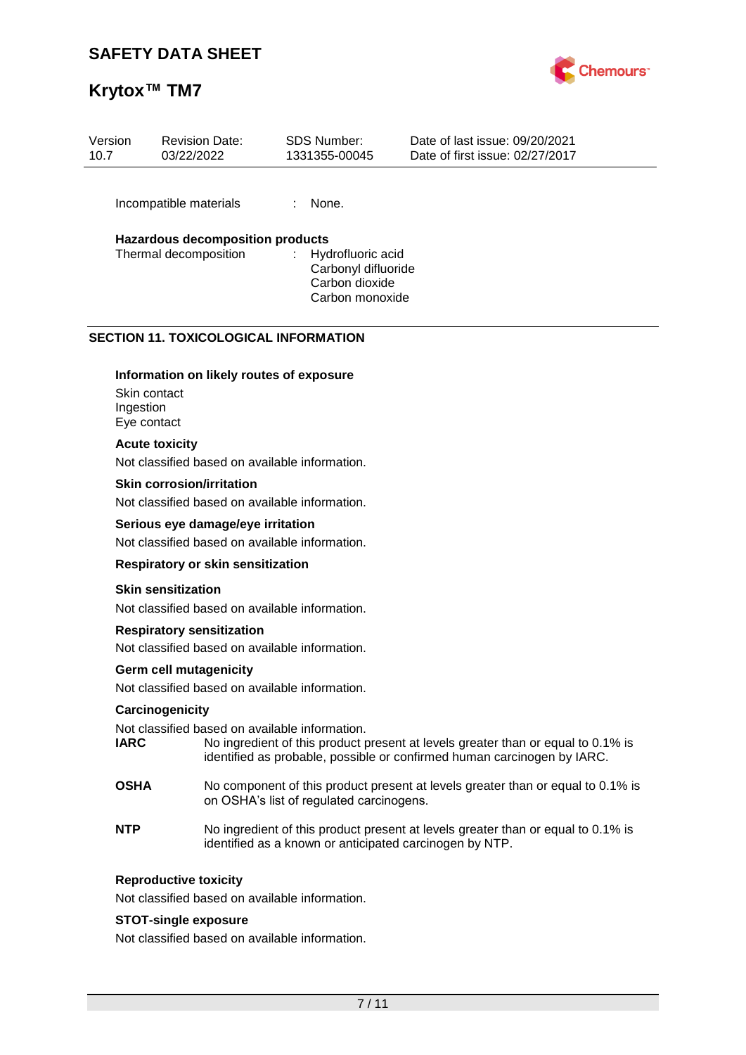Incompatible materials : None.

**Hazardous decomposition products**

Thermal decomposition : Hydrofluoric acid
Carbonyl difluoride
Carbon dioxide
Carbon monoxide

## SECTION 11. TOXICOLOGICAL INFORMATION

**Information on likely routes of exposure**

Skin contact
Ingestion
Eye contact

**Acute toxicity**

Not classified based on available information.

**Skin corrosion/irritation**

Not classified based on available information.

**Serious eye damage/eye irritation**

Not classified based on available information.

**Respiratory or skin sensitization**

**Skin sensitization**

Not classified based on available information.

**Respiratory sensitization**

Not classified based on available information.

**Germ cell mutagenicity**

Not classified based on available information.

**Carcinogenicity**

Not classified based on available information.

**IARC** No ingredient of this product present at levels greater than or equal to 0.1% is identified as probable, possible or confirmed human carcinogen by IARC.

**OSHA** No component of this product present at levels greater than or equal to 0.1% is on OSHA's list of regulated carcinogens.

**NTP** No ingredient of this product present at levels greater than or equal to 0.1% is identified as a known or anticipated carcinogen by NTP.

**Reproductive toxicity**

Not classified based on available information.

**STOT-single exposure**

Not classified based on available information.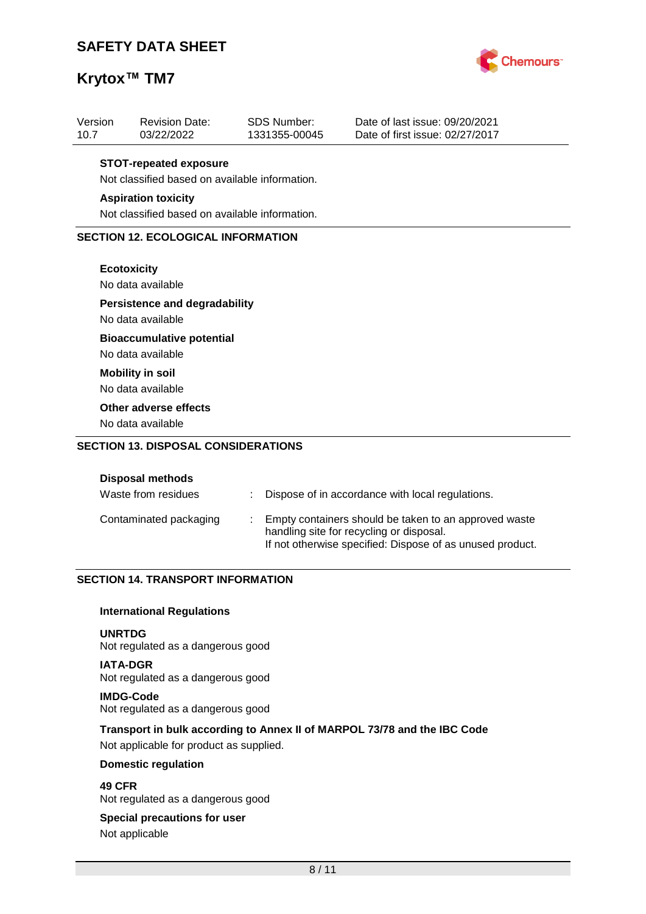**STOT-repeated exposure**

Not classified based on available information.

**Aspiration toxicity**

Not classified based on available information.

## SECTION 12. ECOLOGICAL INFORMATION

**Ecotoxicity**

No data available

**Persistence and degradability**

No data available

**Bioaccumulative potential**

No data available

**Mobility in soil**

No data available

**Other adverse effects**

No data available

## SECTION 13. DISPOSAL CONSIDERATIONS

**Disposal methods**

| | | |
|---|---|---|
| Waste from residues | : | Dispose of in accordance with local regulations. |
| Contaminated packaging | : | Empty containers should be taken to an approved waste handling site for recycling or disposal.<br>If not otherwise specified: Dispose of as unused product. |

## SECTION 14. TRANSPORT INFORMATION

**International Regulations**

**UNRTDG**

Not regulated as a dangerous good

**IATA-DGR**

Not regulated as a dangerous good

**IMDG-Code**

Not regulated as a dangerous good

**Transport in bulk according to Annex II of MARPOL 73/78 and the IBC Code**

Not applicable for product as supplied.

**Domestic regulation**

**49 CFR**

Not regulated as a dangerous good

**Special precautions for user**

Not applicable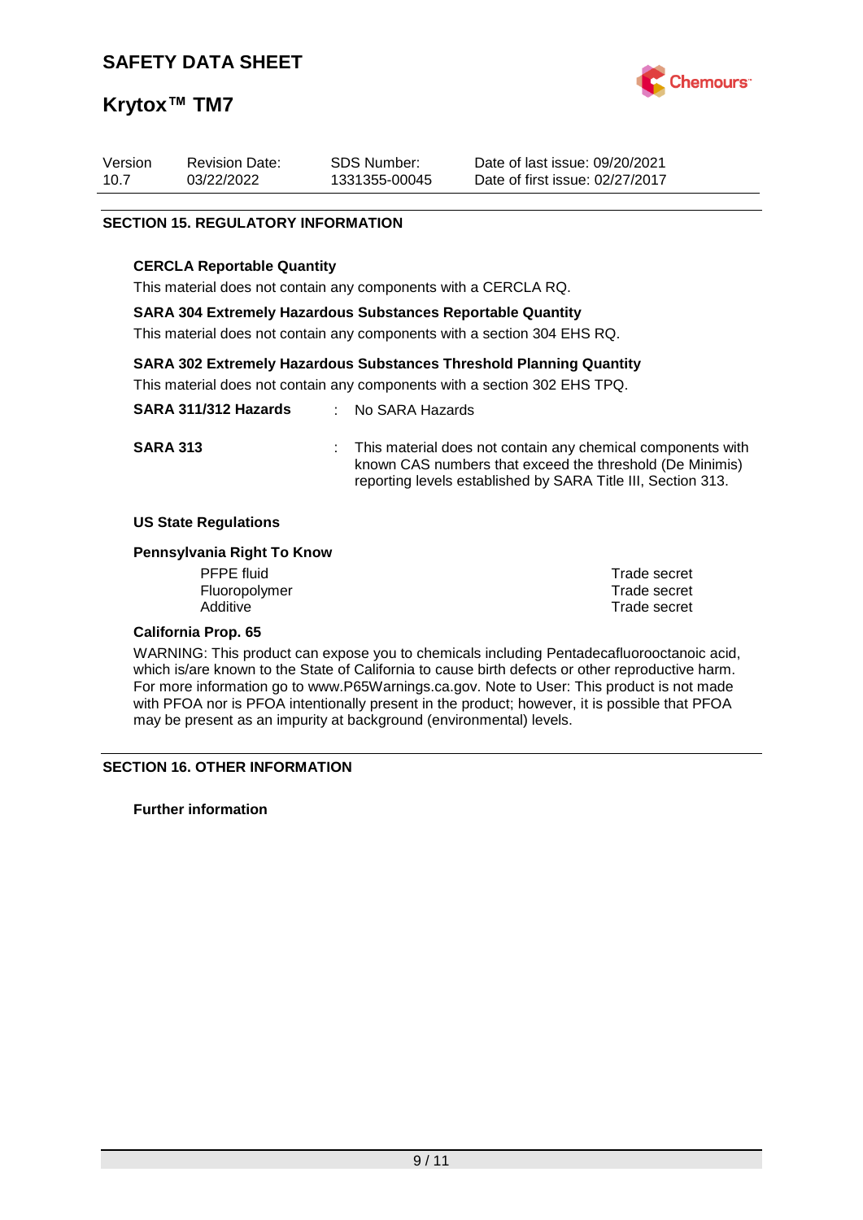## SECTION 15. REGULATORY INFORMATION

**CERCLA Reportable Quantity**

This material does not contain any components with a CERCLA RQ.

**SARA 304 Extremely Hazardous Substances Reportable Quantity**

This material does not contain any components with a section 304 EHS RQ.

**SARA 302 Extremely Hazardous Substances Threshold Planning Quantity**

This material does not contain any components with a section 302 EHS TPQ.

**SARA 311/312 Hazards** : No SARA Hazards

**SARA 313** : This material does not contain any chemical components with known CAS numbers that exceed the threshold (De Minimis) reporting levels established by SARA Title III, Section 313.

**US State Regulations**

**Pennsylvania Right To Know**

| | |
|---|---|
| PFPE fluid | Trade secret |
| Fluoropolymer | Trade secret |
| Additive | Trade secret |

**California Prop. 65**

WARNING: This product can expose you to chemicals including Pentadecafluorooctanoic acid, which is/are known to the State of California to cause birth defects or other reproductive harm. For more information go to www.P65Warnings.ca.gov. Note to User: This product is not made with PFOA nor is PFOA intentionally present in the product; however, it is possible that PFOA may be present as an impurity at background (environmental) levels.

## SECTION 16. OTHER INFORMATION

**Further information**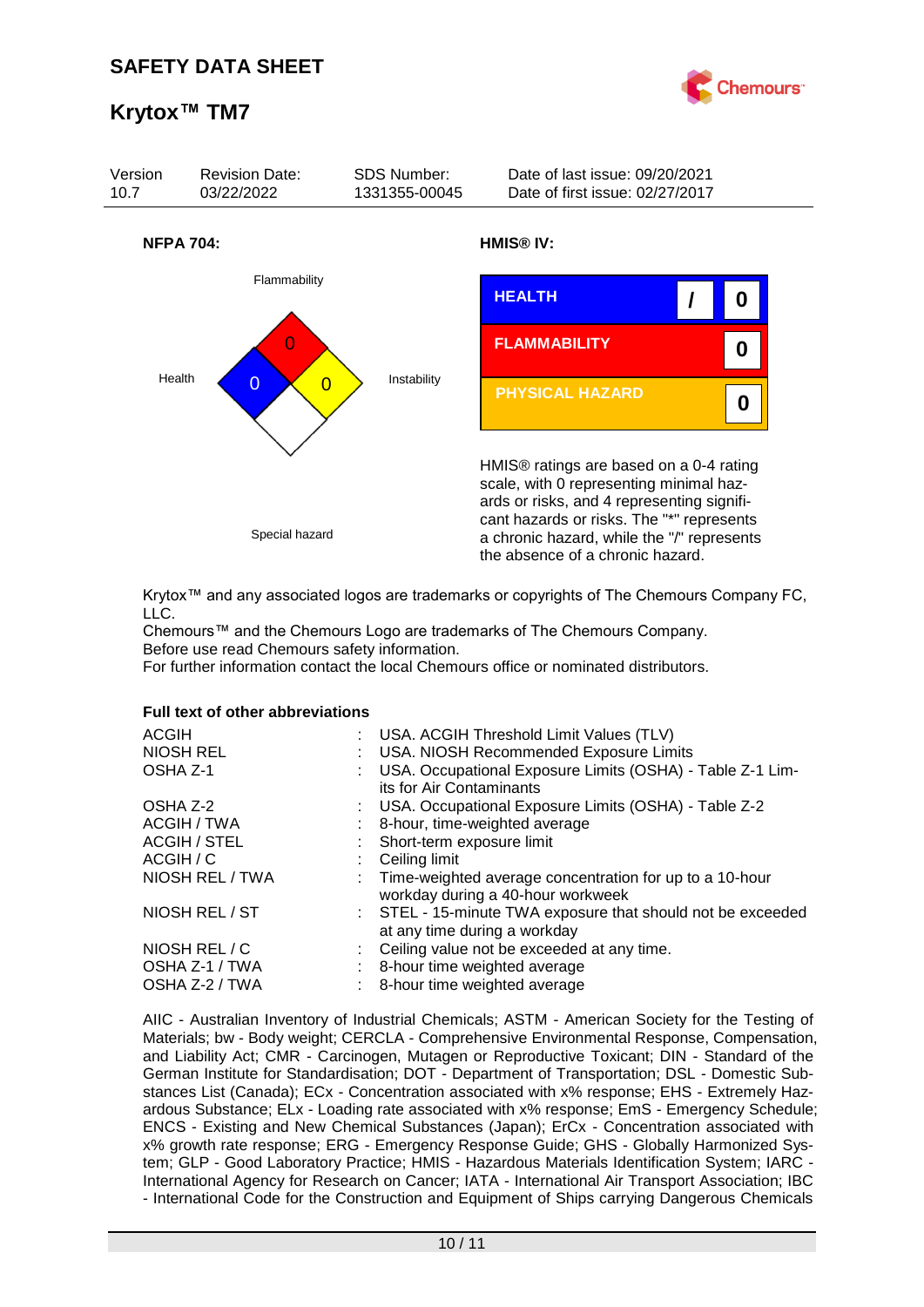**NFPA 704:**

Flammability: 0

Health: 0

Instability: 0

Special hazard

**HMIS® IV:**

| | | |
|---|---|---|
| HEALTH | / | 0 |
| FLAMMABILITY | | 0 |
| PHYSICAL HAZARD | | 0 |

HMIS® ratings are based on a 0-4 rating scale, with 0 representing minimal hazards or risks, and 4 representing significant hazards or risks. The "*" represents a chronic hazard, while the "/" represents the absence of a chronic hazard.

Krytox™ and any associated logos are trademarks or copyrights of The Chemours Company FC, LLC.
Chemours™ and the Chemours Logo are trademarks of The Chemours Company.
Before use read Chemours safety information.
For further information contact the local Chemours office or nominated distributors.

**Full text of other abbreviations**

| | | |
|---|---|---|
| ACGIH | : | USA. ACGIH Threshold Limit Values (TLV) |
| NIOSH REL | : | USA. NIOSH Recommended Exposure Limits |
| OSHA Z-1 | : | USA. Occupational Exposure Limits (OSHA) - Table Z-1 Limits for Air Contaminants |
| OSHA Z-2 | : | USA. Occupational Exposure Limits (OSHA) - Table Z-2 |
| ACGIH / TWA | : | 8-hour, time-weighted average |
| ACGIH / STEL | : | Short-term exposure limit |
| ACGIH / C | : | Ceiling limit |
| NIOSH REL / TWA | : | Time-weighted average concentration for up to a 10-hour workday during a 40-hour workweek |
| NIOSH REL / ST | : | STEL - 15-minute TWA exposure that should not be exceeded at any time during a workday |
| NIOSH REL / C | : | Ceiling value not be exceeded at any time. |
| OSHA Z-1 / TWA | : | 8-hour time weighted average |
| OSHA Z-2 / TWA | : | 8-hour time weighted average |

AIIC - Australian Inventory of Industrial Chemicals; ASTM - American Society for the Testing of Materials; bw - Body weight; CERCLA - Comprehensive Environmental Response, Compensation, and Liability Act; CMR - Carcinogen, Mutagen or Reproductive Toxicant; DIN - Standard of the German Institute for Standardisation; DOT - Department of Transportation; DSL - Domestic Substances List (Canada); ECx - Concentration associated with x% response; EHS - Extremely Hazardous Substance; ELx - Loading rate associated with x% response; EmS - Emergency Schedule; ENCS - Existing and New Chemical Substances (Japan); ErCx - Concentration associated with x% growth rate response; ERG - Emergency Response Guide; GHS - Globally Harmonized System; GLP - Good Laboratory Practice; HMIS - Hazardous Materials Identification System; IARC - International Agency for Research on Cancer; IATA - International Air Transport Association; IBC - International Code for the Construction and Equipment of Ships carrying Dangerous Chemicals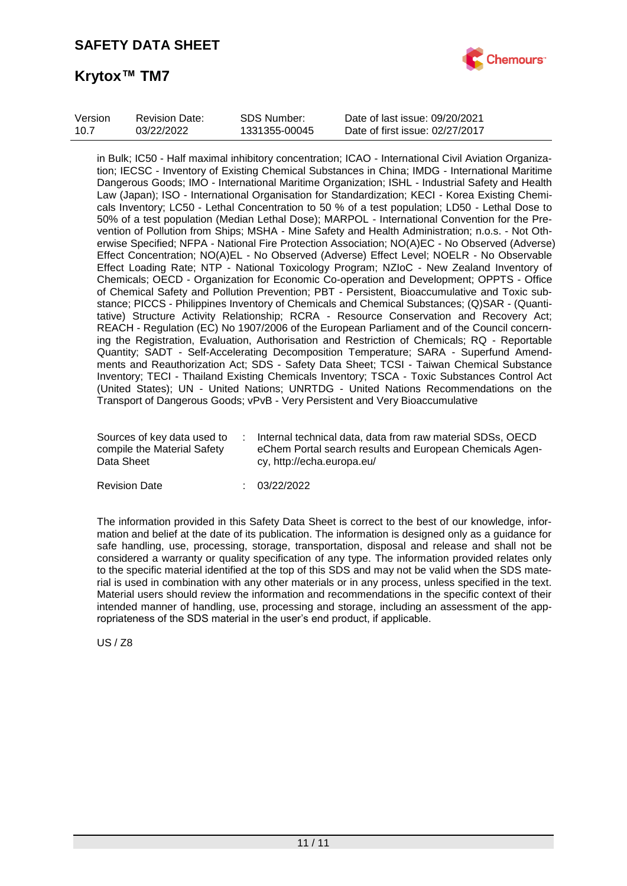in Bulk; IC50 - Half maximal inhibitory concentration; ICAO - International Civil Aviation Organization; IECSC - Inventory of Existing Chemical Substances in China; IMDG - International Maritime Dangerous Goods; IMO - International Maritime Organization; ISHL - Industrial Safety and Health Law (Japan); ISO - International Organisation for Standardization; KECI - Korea Existing Chemicals Inventory; LC50 - Lethal Concentration to 50 % of a test population; LD50 - Lethal Dose to 50% of a test population (Median Lethal Dose); MARPOL - International Convention for the Prevention of Pollution from Ships; MSHA - Mine Safety and Health Administration; n.o.s. - Not Otherwise Specified; NFPA - National Fire Protection Association; NO(A)EC - No Observed (Adverse) Effect Concentration; NO(A)EL - No Observed (Adverse) Effect Level; NOELR - No Observable Effect Loading Rate; NTP - National Toxicology Program; NZIoC - New Zealand Inventory of Chemicals; OECD - Organization for Economic Co-operation and Development; OPPTS - Office of Chemical Safety and Pollution Prevention; PBT - Persistent, Bioaccumulative and Toxic substance; PICCS - Philippines Inventory of Chemicals and Chemical Substances; (Q)SAR - (Quantitative) Structure Activity Relationship; RCRA - Resource Conservation and Recovery Act; REACH - Regulation (EC) No 1907/2006 of the European Parliament and of the Council concerning the Registration, Evaluation, Authorisation and Restriction of Chemicals; RQ - Reportable Quantity; SADT - Self-Accelerating Decomposition Temperature; SARA - Superfund Amendments and Reauthorization Act; SDS - Safety Data Sheet; TCSI - Taiwan Chemical Substance Inventory; TECI - Thailand Existing Chemicals Inventory; TSCA - Toxic Substances Control Act (United States); UN - United Nations; UNRTDG - United Nations Recommendations on the Transport of Dangerous Goods; vPvB - Very Persistent and Very Bioaccumulative

| | | |
|---|---|---|
| Sources of key data used to compile the Material Safety Data Sheet | : | Internal technical data, data from raw material SDSs, OECD eChem Portal search results and European Chemicals Agency, http://echa.europa.eu/ |
| Revision Date | : | 03/22/2022 |

The information provided in this Safety Data Sheet is correct to the best of our knowledge, information and belief at the date of its publication. The information is designed only as a guidance for safe handling, use, processing, storage, transportation, disposal and release and shall not be considered a warranty or quality specification of any type. The information provided relates only to the specific material identified at the top of this SDS and may not be valid when the SDS material is used in combination with any other materials or in any process, unless specified in the text. Material users should review the information and recommendations in the specific context of their intended manner of handling, use, processing and storage, including an assessment of the appropriateness of the SDS material in the user's end product, if applicable.

US / Z8